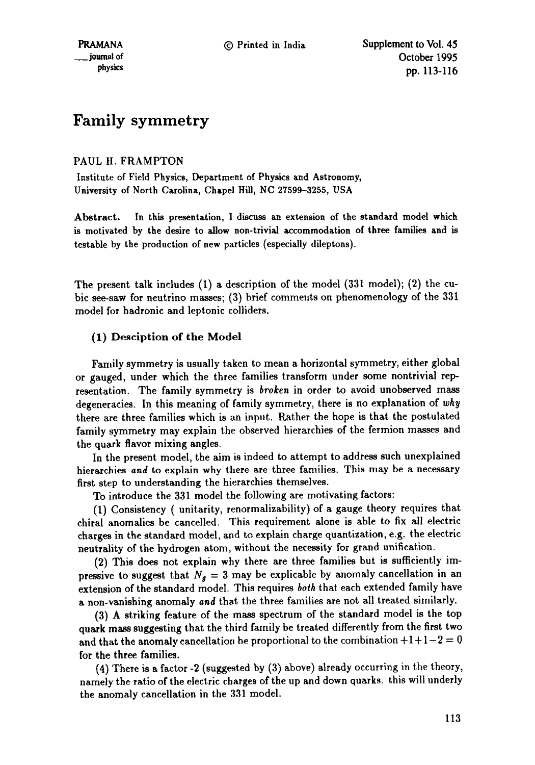# Family symmetry

PAUL H. FRAMPTON

Institute of Field Physics, Department of Physics and Astronomy, University of North Carolina, Chapel Hill, NC 27599-3255, USA

**Abstract.** In this presentation, I discuss an extension of the standard model which is motivated by the desire to allow non-trivial accommodation of three families and is testable by the production of new particles (especially dileptons).

The present talk includes (1) a description of the model (331 model); (2) the cubic see-saw for neutrino masses; (3) brief comments on phenomenology of the 331 model for hadronic and leptonic colliders.

### (1) Desciption of the Model

Family symmetry is usually taken to mean a horizontal symmetry, either global or gauged, under which the three families transform under some nontrivial representation. The family symmetry is *broken* in order to avoid unobserved mass degeneracies. In this meaning of family symmetry, there is no explanation of *why* there are three families which is an input. Rather the hope is that the postulated family symmetry may explain the observed hierarchies of the fermion masses and the quark flavor mixing angles.

In the present model, the aim is indeed to attempt to address such unexplained hierarchies *and* to explain why there are three families. This may be a necessary first step to understanding the hierarchies themselves.

To introduce the 331 model the following are motivating factors:

(1) Consistency ( unitarity, renormalizability) of a gauge theory requires that chiral anomalies be cancelled. This requirement alone is able to fix all electric charges in the standard model, and to explain charge quantization, e.g. the electric neutrality of the hydrogen atom, without the necessity for grand unification.

(2) This does not explain why there are three families but is sufficiently impressive to suggest that $N_g = 3$ may be explicable by anomaly cancellation in an extension of the standard model. This requires *both* that each extended family have a non-vanishing anomaly *and* that the three families are not all treated similarly.

(3) A striking feature of the mass spectrum of the standard model is the top quark mass suggesting that the third family be treated differently from the first two and that the anomaly cancellation be proportional to the combination $+1+1-2=0$ for the three families.

(4) There is a factor -2 (suggested by (3) above) already occurring in the theory, namely the ratio of the electric charges of the up and down quarks. this will underly the anomaly cancellation in the 331 model.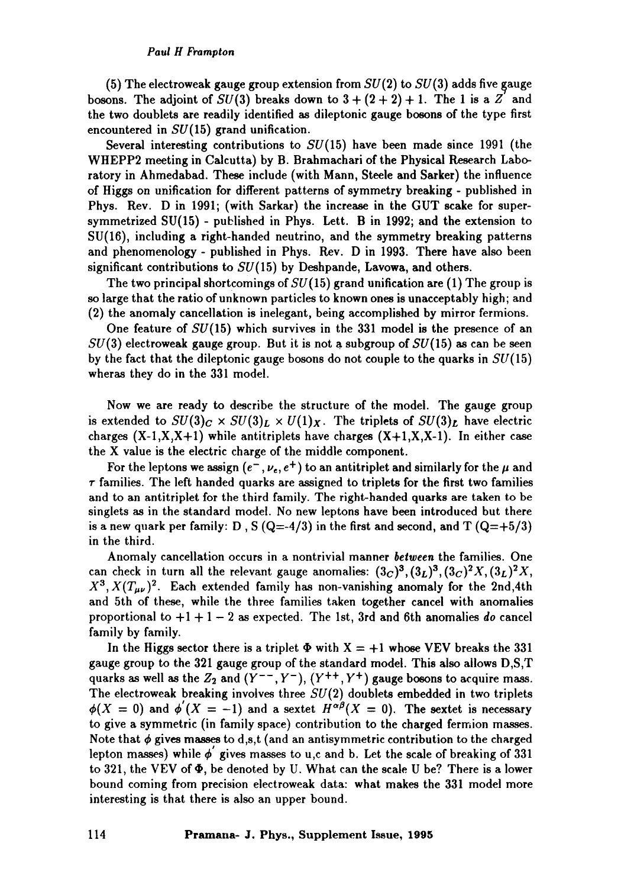(5) The electroweak gauge group extension from $SU(2)$ to $SU(3)$ adds five gauge bosons. The adjoint of $SU(3)$ breaks down to $3 + (2 + 2) + 1$. The 1 is a $Z^{'}$ and the two doublets are readily identified as dileptonic gauge bosons of the type first encountered in $SU(15)$ grand unification.

Several interesting contributions to $SU(15)$ have been made since 1991 (the WHEPP2 meeting in Calcutta) by B. Brahmachari of the Physical Research Laboratory in Ahmedabad. These include (with Mann, Steele and Sarker) the influence of Higgs on unification for different patterns of symmetry breaking - published in Phys. Rev. D in 1991; (with Sarkar) the increase in the GUT scake for supersymmetrized SU(15) - published in Phys. Lett. B in 1992; and the extension to SU(16), including a right-handed neutrino, and the symmetry breaking patterns and phenomenology - published in Phys. Rev. D in 1993. There have also been significant contributions to $SU(15)$ by Deshpande, Lavowa, and others.

The two principal shortcomings of $SU(15)$ grand unification are (1) The group is so large that the ratio of unknown particles to known ones is unacceptably high; and (2) the anomaly cancellation is inelegant, being accomplished by mirror fermions.

One feature of $SU(15)$ which survives in the 331 model is the presence of an $SU(3)$ electroweak gauge group. But it is not a subgroup of $SU(15)$ as can be seen by the fact that the dileptonic gauge bosons do not couple to the quarks in $SU(15)$ wheras they do in the 331 model.

Now we are ready to describe the structure of the model. The gauge group is extended to $SU(3)_C \times SU(3)_L \times U(1)_X$. The triplets of $SU(3)_L$ have electric charges (X-1,X,X+1) while antitriplets have charges (X+1,X,X-1). In either case the X value is the electric charge of the middle component.

For the leptons we assign $(e^-, \nu_e, e^+)$ to an antitriplet and similarly for the $\mu$ and $\tau$ families. The left handed quarks are assigned to triplets for the first two families and to an antitriplet for the third family. The right-handed quarks are taken to be singlets as in the standard model. No new leptons have been introduced but there is a new quark per family: D , S (Q=-4/3) in the first and second, and T (Q=+5/3) in the third.

Anomaly cancellation occurs in a nontrivial manner *between* the families. One can check in turn all the relevant gauge anomalies: $(3_C)^3, (3_L)^3, (3_C)^2X, (3_L)^2X, X^3, X(T_{\mu\nu})^2$. Each extended family has non-vanishing anomaly for the 2nd,4th and 5th of these, while the three families taken together cancel with anomalies proportional to $+1+1-2$ as expected. The 1st, 3rd and 6th anomalies *do* cancel family by family.

In the Higgs sector there is a triplet $\Phi$ with $X = +1$ whose VEV breaks the 331 gauge group to the 321 gauge group of the standard model. This also allows D,S,T quarks as well as the $Z_2$ and $(Y^{--}, Y^-)$, $(Y^{++}, Y^+)$ gauge bosons to acquire mass. The electroweak breaking involves three $SU(2)$ doublets embedded in two triplets $\phi(X = 0)$ and $\phi^{'}(X = -1)$ and a sextet $H^{\alpha\beta}(X = 0)$. The sextet is necessary to give a symmetric (in family space) contribution to the charged fermion masses. Note that $\phi$ gives masses to d,s,t (and an antisymmetric contribution to the charged lepton masses) while $\phi^{'}$ gives masses to u,c and b. Let the scale of breaking of 331 to 321, the VEV of $\Phi$, be denoted by U. What can the scale U be? There is a lower bound coming from precision electroweak data: what makes the 331 model more interesting is that there is also an upper bound.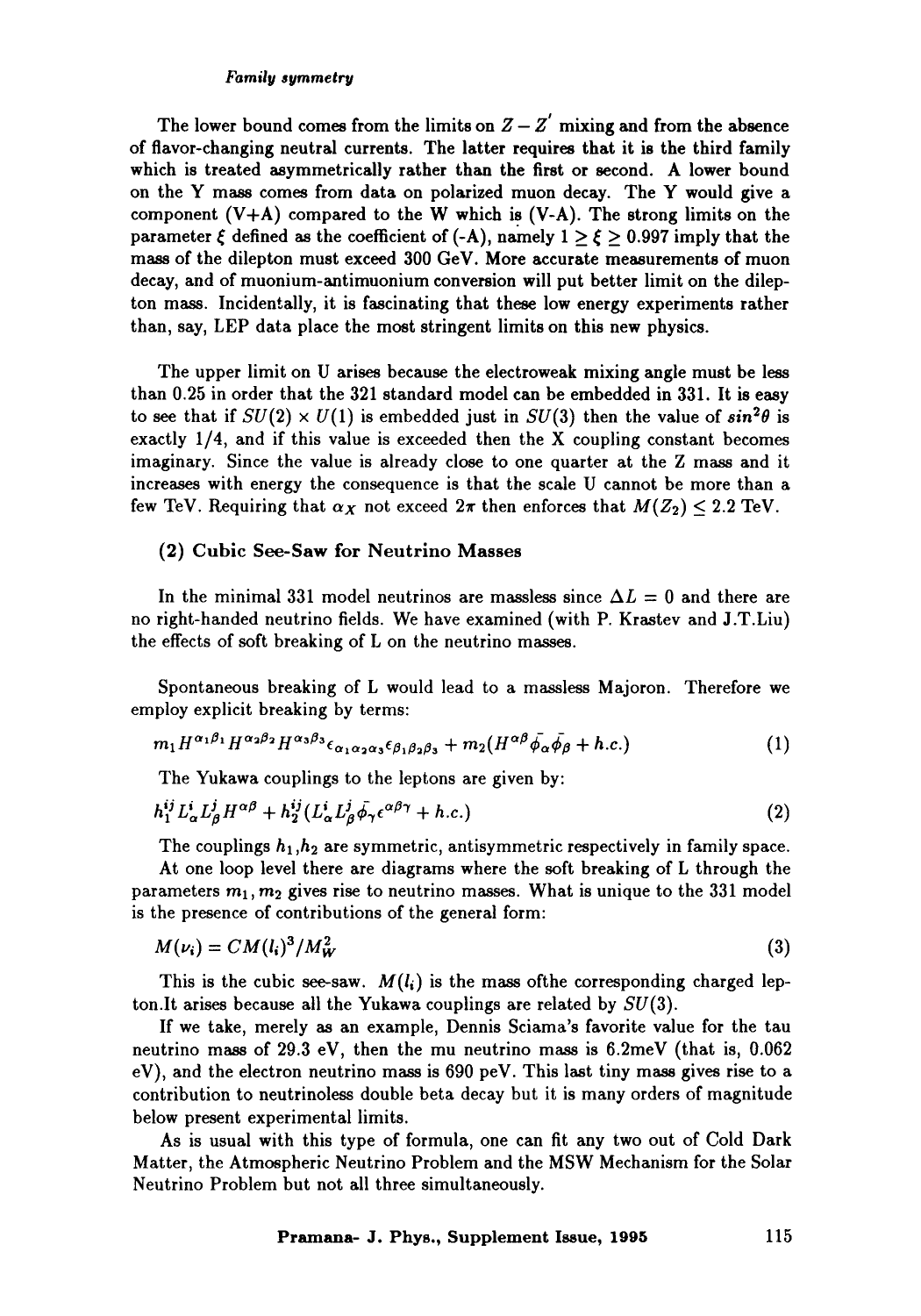The lower bound comes from the limits on $Z - Z'$ mixing and from the absence of flavor-changing neutral currents. The latter requires that it is the third family which is treated asymmetrically rather than the first or second. A lower bound on the Y mass comes from data on polarized muon decay. The Y would give a component (V+A) compared to the W which is (V-A). The strong limits on the parameter $\xi$ defined as the coefficient of (-A), namely $1 \geq \xi \geq 0.997$ imply that the mass of the dilepton must exceed 300 GeV. More accurate measurements of muon decay, and of muonium-antimuonium conversion will put better limit on the dilepton mass. Incidentally, it is fascinating that these low energy experiments rather than, say, LEP data place the most stringent limits on this new physics.

The upper limit on U arises because the electroweak mixing angle must be less than 0.25 in order that the 321 standard model can be embedded in 331. It is easy to see that if $SU(2) \times U(1)$ is embedded just in $SU(3)$ then the value of $sin^2\theta$ is exactly 1/4, and if this value is exceeded then the X coupling constant becomes imaginary. Since the value is already close to one quarter at the Z mass and it increases with energy the consequence is that the scale U cannot be more than a few TeV. Requiring that $\alpha_X$ not exceed $2\pi$ then enforces that $M(Z_2) \leq 2.2$ TeV.

### (2) Cubic See-Saw for Neutrino Masses

In the minimal 331 model neutrinos are massless since $\Delta L = 0$ and there are no right-handed neutrino fields. We have examined (with P. Krastev and J.T.Liu) the effects of soft breaking of L on the neutrino masses.

Spontaneous breaking of L would lead to a massless Majoron. Therefore we employ explicit breaking by terms:

$$m_1 H^{\alpha_1\beta_1} H^{\alpha_2\beta_2} H^{\alpha_3\beta_3} \epsilon_{\alpha_1\alpha_2\alpha_3} \epsilon_{\beta_1\beta_2\beta_3} + m_2 (H^{\alpha\beta} \bar{\phi_\alpha} \bar{\phi_\beta} + h.c.) \tag{1}$$

The Yukawa couplings to the leptons are given by:

$$h_1^{ij} L_\alpha^i L_\beta^j H^{\alpha\beta} + h_2^{ij} (L_\alpha^i L_\beta^j \bar{\phi_\gamma} \epsilon^{\alpha\beta\gamma} + h.c.) \tag{2}$$

The couplings $h_1$,$h_2$ are symmetric, antisymmetric respectively in family space.

At one loop level there are diagrams where the soft breaking of L through the parameters $m_1, m_2$ gives rise to neutrino masses. What is unique to the 331 model is the presence of contributions of the general form:

$$M(\nu_i) = CM(l_i)^3 / M_W^2 \tag{3}$$

This is the cubic see-saw. $M(l_i)$ is the mass ofthe corresponding charged lepton.It arises because all the Yukawa couplings are related by $SU(3)$.

If we take, merely as an example, Dennis Sciama's favorite value for the tau neutrino mass of 29.3 eV, then the mu neutrino mass is 6.2meV (that is, 0.062 eV), and the electron neutrino mass is 690 peV. This last tiny mass gives rise to a contribution to neutrinoless double beta decay but it is many orders of magnitude below present experimental limits.

As is usual with this type of formula, one can fit any two out of Cold Dark Matter, the Atmospheric Neutrino Problem and the MSW Mechanism for the Solar Neutrino Problem but not all three simultaneously.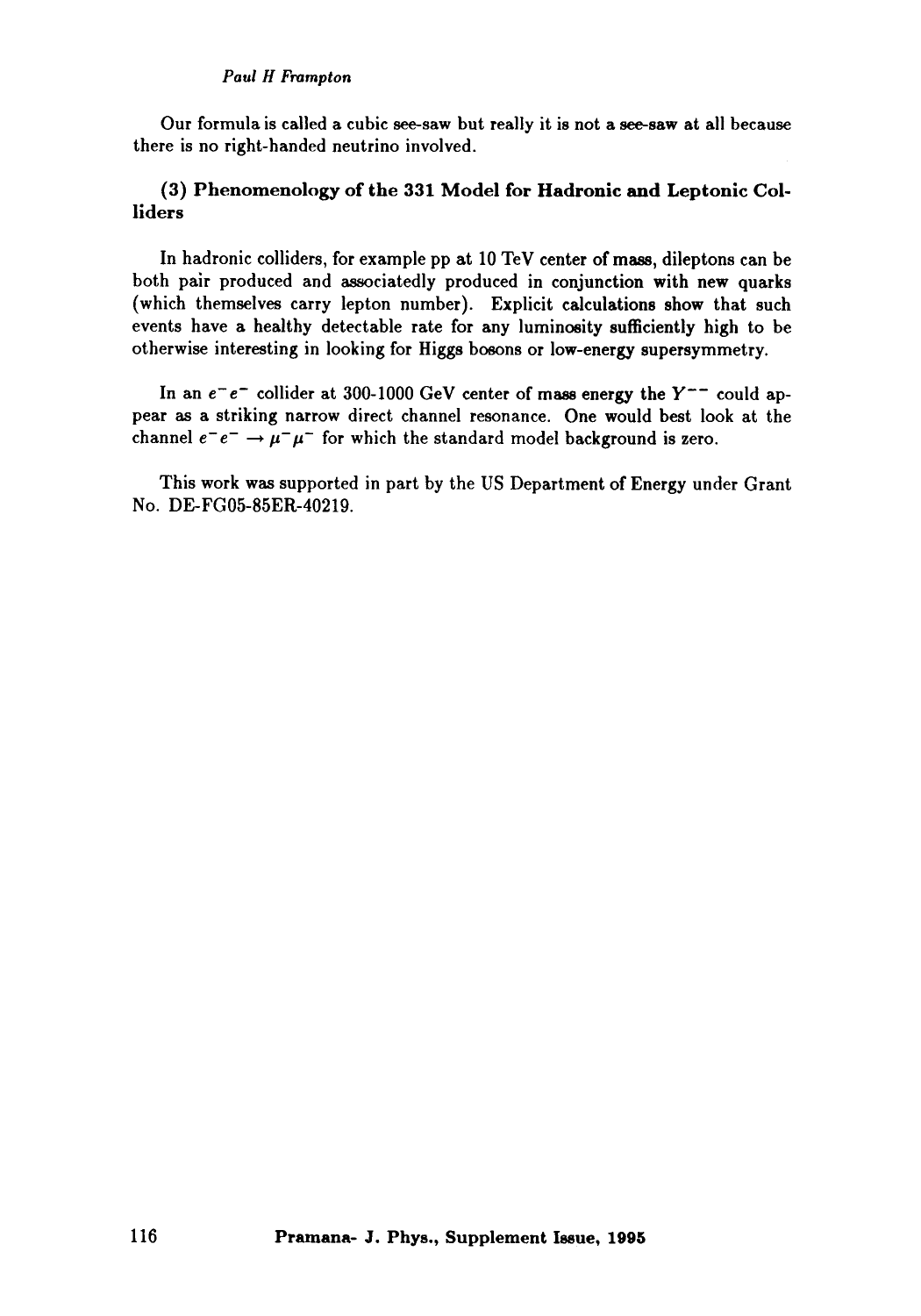Our formula is called a cubic see-saw but really it is not a see-saw at all because there is no right-handed neutrino involved.

### (3) Phenomenology of the 331 Model for Hadronic and Leptonic Colliders

In hadronic colliders, for example pp at 10 TeV center of mass, dileptons can be both pair produced and associatedly produced in conjunction with new quarks (which themselves carry lepton number). Explicit calculations show that such events have a healthy detectable rate for any luminosity sufficiently high to be otherwise interesting in looking for Higgs bosons or low-energy supersymmetry.

In an $e^-e^-$ collider at 300-1000 GeV center of mass energy the $Y^{--}$ could appear as a striking narrow direct channel resonance. One would best look at the channel $e^-e^- \rightarrow \mu^-\mu^-$ for which the standard model background is zero.

This work was supported in part by the US Department of Energy under Grant No. DE-FG05-85ER-40219.